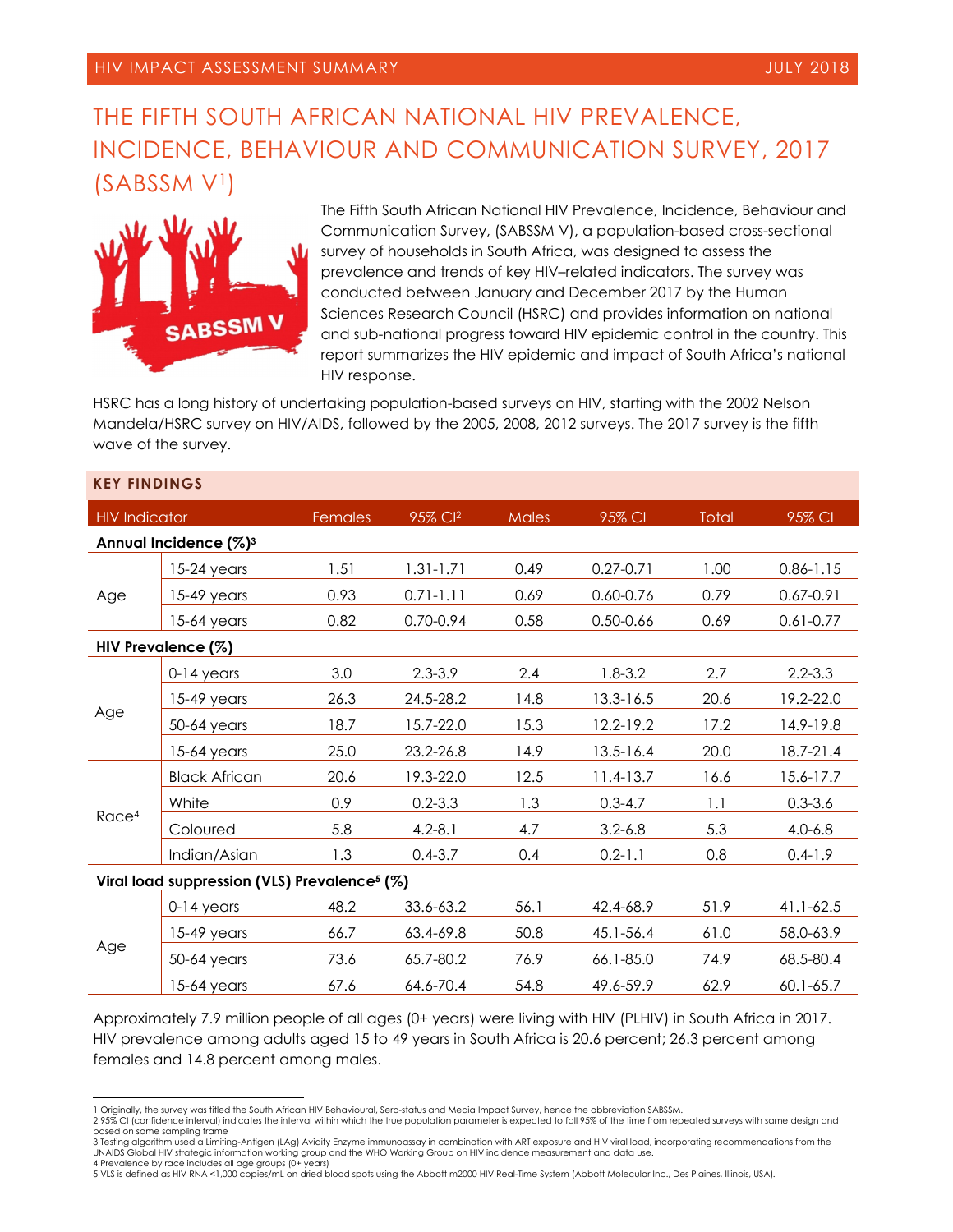HIV IMPACT ASSESSMENT SUMMARY — JULY 2018

# THE FIFTH SOUTH AFRICAN NATIONAL HIV PREVALENCE, INCIDENCE, BEHAVIOUR AND COMMUNICATION SURVEY, 2017 (SABSSM V[1])

The Fifth South African National HIV Prevalence, Incidence, Behaviour and Communication Survey, (SABSSM V), a population-based cross-sectional survey of households in South Africa, was designed to assess the prevalence and trends of key HIV–related indicators. The survey was conducted between January and December 2017 by the Human Sciences Research Council (HSRC) and provides information on national and sub-national progress toward HIV epidemic control in the country. This report summarizes the HIV epidemic and impact of South Africa's national HIV response.

HSRC has a long history of undertaking population-based surveys on HIV, starting with the 2002 Nelson Mandela/HSRC survey on HIV/AIDS, followed by the 2005, 2008, 2012 surveys. The 2017 survey is the fifth wave of the survey.

## KEY FINDINGS

| HIV Indicator | | Females | 95% CI[2] | Males | 95% CI | Total | 95% CI |
|---|---|---|---|---|---|---|---|
| **Annual Incidence (%)[3]** | | | | | | | |
| Age | 15-24 years | 1.51 | 1.31-1.71 | 0.49 | 0.27-0.71 | 1.00 | 0.86-1.15 |
| | 15-49 years | 0.93 | 0.71-1.11 | 0.69 | 0.60-0.76 | 0.79 | 0.67-0.91 |
| | 15-64 years | 0.82 | 0.70-0.94 | 0.58 | 0.50-0.66 | 0.69 | 0.61-0.77 |
| **HIV Prevalence (%)** | | | | | | | |
| Age | 0-14 years | 3.0 | 2.3-3.9 | 2.4 | 1.8-3.2 | 2.7 | 2.2-3.3 |
| | 15-49 years | 26.3 | 24.5-28.2 | 14.8 | 13.3-16.5 | 20.6 | 19.2-22.0 |
| | 50-64 years | 18.7 | 15.7-22.0 | 15.3 | 12.2-19.2 | 17.2 | 14.9-19.8 |
| | 15-64 years | 25.0 | 23.2-26.8 | 14.9 | 13.5-16.4 | 20.0 | 18.7-21.4 |
| Race[4] | Black African | 20.6 | 19.3-22.0 | 12.5 | 11.4-13.7 | 16.6 | 15.6-17.7 |
| | White | 0.9 | 0.2-3.3 | 1.3 | 0.3-4.7 | 1.1 | 0.3-3.6 |
| | Coloured | 5.8 | 4.2-8.1 | 4.7 | 3.2-6.8 | 5.3 | 4.0-6.8 |
| | Indian/Asian | 1.3 | 0.4-3.7 | 0.4 | 0.2-1.1 | 0.8 | 0.4-1.9 |
| **Viral load suppression (VLS) Prevalence[5] (%)** | | | | | | | |
| Age | 0-14 years | 48.2 | 33.6-63.2 | 56.1 | 42.4-68.9 | 51.9 | 41.1-62.5 |
| | 15-49 years | 66.7 | 63.4-69.8 | 50.8 | 45.1-56.4 | 61.0 | 58.0-63.9 |
| | 50-64 years | 73.6 | 65.7-80.2 | 76.9 | 66.1-85.0 | 74.9 | 68.5-80.4 |
| | 15-64 years | 67.6 | 64.6-70.4 | 54.8 | 49.6-59.9 | 62.9 | 60.1-65.7 |

Approximately 7.9 million people of all ages (0+ years) were living with HIV (PLHIV) in South Africa in 2017. HIV prevalence among adults aged 15 to 49 years in South Africa is 20.6 percent; 26.3 percent among females and 14.8 percent among males.

---

1 Originally, the survey was titled the South African HIV Behavioural, Sero-status and Media Impact Survey, hence the abbreviation SABSSM.
2 95% CI (confidence interval) indicates the interval within which the true population parameter is expected to fall 95% of the time from repeated surveys with same design and based on same sampling frame
3 Testing algorithm used a Limiting-Antigen (LAg) Avidity Enzyme immunoassay in combination with ART exposure and HIV viral load, incorporating recommendations from the UNAIDS Global HIV strategic information working group and the WHO Working Group on HIV incidence measurement and data use.
4 Prevalence by race includes all age groups (0+ years)
5 VLS is defined as HIV RNA <1,000 copies/mL on dried blood spots using the Abbott m2000 HIV Real-Time System (Abbott Molecular Inc., Des Plaines, Illinois, USA).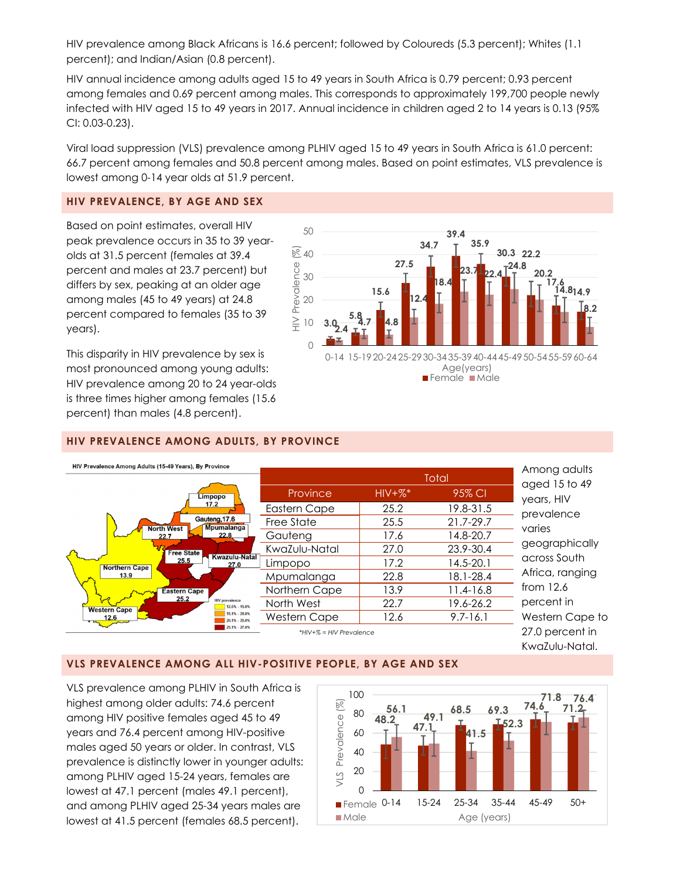HIV prevalence among Black Africans is 16.6 percent; followed by Coloureds (5.3 percent); Whites (1.1 percent); and Indian/Asian (0.8 percent).

HIV annual incidence among adults aged 15 to 49 years in South Africa is 0.79 percent; 0.93 percent among females and 0.69 percent among males. This corresponds to approximately 199,700 people newly infected with HIV aged 15 to 49 years in 2017. Annual incidence in children aged 2 to 14 years is 0.13 (95% CI: 0.03-0.23).

Viral load suppression (VLS) prevalence among PLHIV aged 15 to 49 years in South Africa is 61.0 percent: 66.7 percent among females and 50.8 percent among males. Based on point estimates, VLS prevalence is lowest among 0-14 year olds at 51.9 percent.

## HIV PREVALENCE, BY AGE AND SEX

Based on point estimates, overall HIV peak prevalence occurs in 35 to 39 year-olds at 31.5 percent (females at 39.4 percent and males at 23.7 percent) but differs by sex, peaking at an older age among males (45 to 49 years) at 24.8 percent compared to females (35 to 39 years).

This disparity in HIV prevalence by sex is most pronounced among young adults: HIV prevalence among 20 to 24 year-olds is three times higher among females (15.6 percent) than males (4.8 percent).

| Age (years) | Female HIV Prevalence (%) | Male HIV Prevalence (%) |
|---|---|---|
| 0-14 | 3.0 | 2.4 |
| 15-19 | 5.8 | 4.7 |
| 20-24 | 15.6 | 4.8 |
| 25-29 | 27.5 | 12.4 |
| 30-34 | 34.7 | 18.4 |
| 35-39 | 39.4 | 23.7 |
| 40-44 | 35.9 | 22.4 |
| 45-49 | 30.3 | 24.8 |
| 50-54 | 22.2 | 20.2 |
| 55-59 | 17.6 | 14.8 |
| 60-64 | 14.9 | 8.2 |

## HIV PREVALENCE AMONG ADULTS, BY PROVINCE

HIV Prevalence Among Adults (15-49 Years), By Province

| Province | Total HIV+%* | 95% CI |
|---|---|---|
| Eastern Cape | 25.2 | 19.8-31.5 |
| Free State | 25.5 | 21.7-29.7 |
| Gauteng | 17.6 | 14.8-20.7 |
| KwaZulu-Natal | 27.0 | 23.9-30.4 |
| Limpopo | 17.2 | 14.5-20.1 |
| Mpumalanga | 22.8 | 18.1-28.4 |
| Northern Cape | 13.9 | 11.4-16.8 |
| North West | 22.7 | 19.6-26.2 |
| Western Cape | 12.6 | 9.7-16.1 |

*HIV+% = HIV Prevalence*

Among adults aged 15 to 49 years, HIV prevalence varies geographically across South Africa, ranging from 12.6 percent in Western Cape to 27.0 percent in KwaZulu-Natal.

## VLS PREVALENCE AMONG ALL HIV-POSITIVE PEOPLE, BY AGE AND SEX

VLS prevalence among PLHIV in South Africa is highest among older adults: 74.6 percent among HIV positive females aged 45 to 49 years and 76.4 percent among HIV-positive males aged 50 years or older. In contrast, VLS prevalence is distinctly lower in younger adults: among PLHIV aged 15-24 years, females are lowest at 47.1 percent (males 49.1 percent), and among PLHIV aged 25-34 years males are lowest at 41.5 percent (females 68.5 percent).

| Age (years) | Female VLS Prevalence (%) | Male VLS Prevalence (%) |
|---|---|---|
| 0-14 | 48.2 | 56.1 |
| 15-24 | 47.1 | 49.1 |
| 25-34 | 68.5 | 41.5 |
| 35-44 | 69.3 | 52.3 |
| 45-49 | 74.6 | 71.8 |
| 50+ | 71.2 | 76.4 |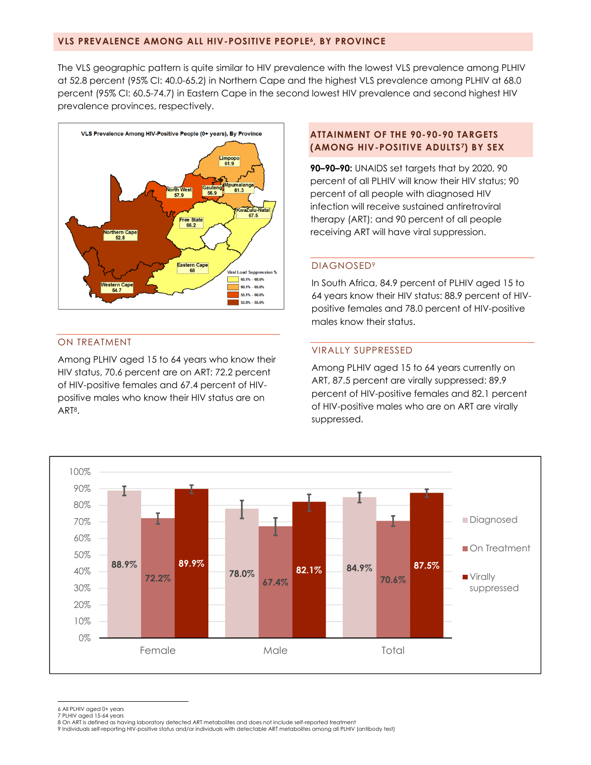## VLS PREVALENCE AMONG ALL HIV-POSITIVE PEOPLE[6], BY PROVINCE

The VLS geographic pattern is quite similar to HIV prevalence with the lowest VLS prevalence among PLHIV at 52.8 percent (95% CI: 40.0-65.2) in Northern Cape and the highest VLS prevalence among PLHIV at 68.0 percent (95% CI: 60.5-74.7) in Eastern Cape in the second lowest HIV prevalence and second highest HIV prevalence provinces, respectively.

**VLS Prevalence Among HIV-Positive People (0+ years), By Province**

| Province | VLS % |
|---|---|
| Limpopo | 61.9 |
| Mpumalanga | 61.3 |
| Gauteng | 56.9 |
| North West | 57.9 |
| KwaZulu-Natal | 67.5 |
| Free State | 66.2 |
| Northern Cape | 52.8 |
| Eastern Cape | 68 |
| Western Cape | 54.7 |

Viral Load Suppression %: 65.1% - 68.0%; 60.1% - 65.0%; 55.1% - 60.0%; 52.8% - 55.0%

### ON TREATMENT

Among PLHIV aged 15 to 64 years who know their HIV status, 70.6 percent are on ART: 72.2 percent of HIV-positive females and 67.4 percent of HIV-positive males who know their HIV status are on ART[8].

## ATTAINMENT OF THE 90-90-90 TARGETS (AMONG HIV-POSITIVE ADULTS[7]) BY SEX

**90–90–90:** UNAIDS set targets that by 2020, 90 percent of all PLHIV will know their HIV status; 90 percent of all people with diagnosed HIV infection will receive sustained antiretroviral therapy (ART); and 90 percent of all people receiving ART will have viral suppression.

### DIAGNOSED[9]

In South Africa, 84.9 percent of PLHIV aged 15 to 64 years know their HIV status: 88.9 percent of HIV-positive females and 78.0 percent of HIV-positive males know their status.

### VIRALLY SUPPRESSED

Among PLHIV aged 15 to 64 years currently on ART, 87.5 percent are virally suppressed: 89.9 percent of HIV-positive females and 82.1 percent of HIV-positive males who are on ART are virally suppressed.

| | Diagnosed | On Treatment | Virally suppressed |
|---|---|---|---|
| Female | 88.9% | 72.2% | 89.9% |
| Male | 78.0% | 67.4% | 82.1% |
| Total | 84.9% | 70.6% | 87.5% |

---

6 All PLHIV aged 0+ years
7 PLHIV aged 15-64 years
8 On ART is defined as having laboratory detected ART metabolites and does not include self-reported treatment
9 Individuals self-reporting HIV-positive status and/or individuals with detectable ART metabolites among all PLHIV (antibody test)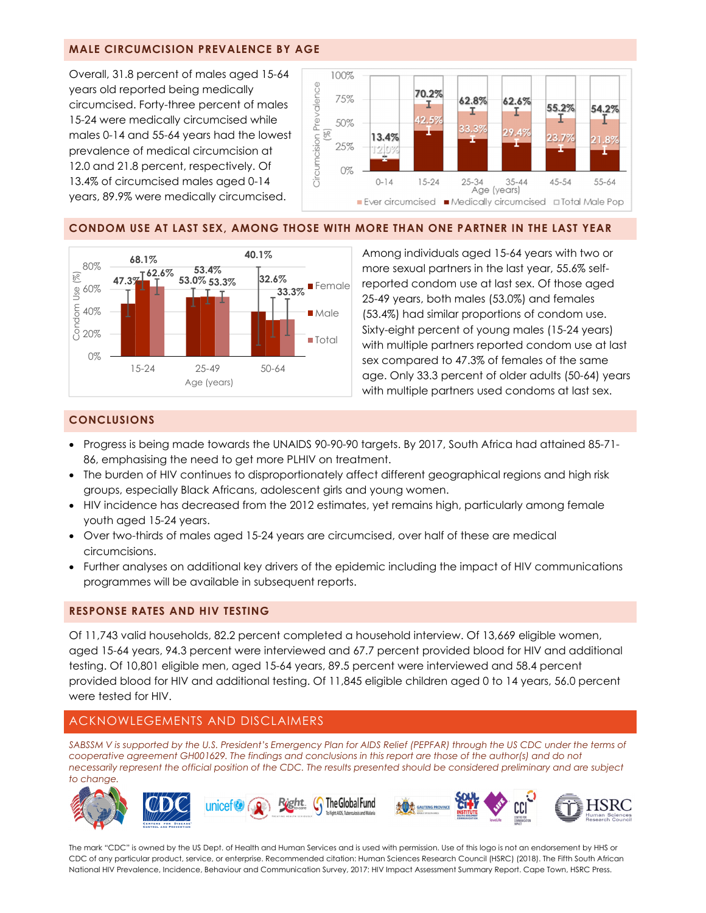## MALE CIRCUMCISION PREVALENCE BY AGE

Overall, 31.8 percent of males aged 15-64 years old reported being medically circumcised. Forty-three percent of males 15-24 were medically circumcised while males 0-14 and 55-64 years had the lowest prevalence of medical circumcision at 12.0 and 21.8 percent, respectively. Of 13.4% of circumcised males aged 0-14 years, 89.9% were medically circumcised.

100%
75%
50%
25%
0%
Circumcision Prevalence (%)
13.4%
12.0%
70.2%
42.5%
62.8%
33.3%
62.6%
29.4%
55.2%
23.7%
54.2%
21.8%
0-14
15-24
25-34
35-44
45-54
55-64
Age (years)
Ever circumcised
Medically circumcised
Total Male Pop

## CONDOM USE AT LAST SEX, AMONG THOSE WITH MORE THAN ONE PARTNER IN THE LAST YEAR

80%
60%
40%
20%
0%
Condom Use (%)
68.1%
47.3%
62.6%
53.4%
53.0%
53.3%
40.1%
32.6%
33.3%
15-24
25-49
50-64
Age (years)
Female
Male
Total

Among individuals aged 15-64 years with two or more sexual partners in the last year, 55.6% self-reported condom use at last sex. Of those aged 25-49 years, both males (53.0%) and females (53.4%) had similar proportions of condom use. Sixty-eight percent of young males (15-24 years) with multiple partners reported condom use at last sex compared to 47.3% of females of the same age. Only 33.3 percent of older adults (50-64) years with multiple partners used condoms at last sex.

## CONCLUSIONS

- Progress is being made towards the UNAIDS 90-90-90 targets. By 2017, South Africa had attained 85-71-86, emphasising the need to get more PLHIV on treatment.
- The burden of HIV continues to disproportionately affect different geographical regions and high risk groups, especially Black Africans, adolescent girls and young women.
- HIV incidence has decreased from the 2012 estimates, yet remains high, particularly among female youth aged 15-24 years.
- Over two-thirds of males aged 15-24 years are circumcised, over half of these are medical circumcisions.
- Further analyses on additional key drivers of the epidemic including the impact of HIV communications programmes will be available in subsequent reports.

## RESPONSE RATES AND HIV TESTING

Of 11,743 valid households, 82.2 percent completed a household interview. Of 13,669 eligible women, aged 15-64 years, 94.3 percent were interviewed and 67.7 percent provided blood for HIV and additional testing. Of 10,801 eligible men, aged 15-64 years, 89.5 percent were interviewed and 58.4 percent provided blood for HIV and additional testing. Of 11,845 eligible children aged 0 to 14 years, 56.0 percent were tested for HIV.

## ACKNOWLEDGEMENTS AND DISCLAIMERS

*SABSSM V is supported by the U.S. President's Emergency Plan for AIDS Relief (PEPFAR) through the US CDC under the terms of cooperative agreement GH001629. The findings and conclusions in this report are those of the author(s) and do not necessarily represent the official position of the CDC. The results presented should be considered preliminary and are subject to change.*

The mark "CDC" is owned by the US Dept. of Health and Human Services and is used with permission. Use of this logo is not an endorsement by HHS or CDC of any particular product, service, or enterprise. Recommended citation: Human Sciences Research Council (HSRC) (2018). The Fifth South African National HIV Prevalence, Incidence, Behaviour and Communication Survey, 2017: HIV Impact Assessment Summary Report. Cape Town, HSRC Press.